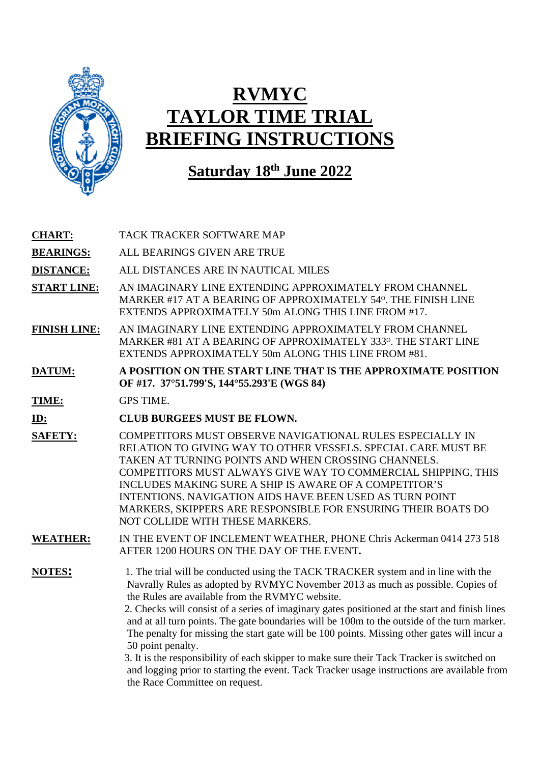# RVMYC
# TAYLOR TIME TRIAL
# BRIEFING INSTRUCTIONS

## Saturday 18th June 2022

**CHART:** TACK TRACKER SOFTWARE MAP

**BEARINGS:** ALL BEARINGS GIVEN ARE TRUE

**DISTANCE:** ALL DISTANCES ARE IN NAUTICAL MILES

**START LINE:** AN IMAGINARY LINE EXTENDING APPROXIMATELY FROM CHANNEL MARKER #17 AT A BEARING OF APPROXIMATELY 54°. THE FINISH LINE EXTENDS APPROXIMATELY 50m ALONG THIS LINE FROM #17.

**FINISH LINE:** AN IMAGINARY LINE EXTENDING APPROXIMATELY FROM CHANNEL MARKER #81 AT A BEARING OF APPROXIMATELY 333°. THE START LINE EXTENDS APPROXIMATELY 50m ALONG THIS LINE FROM #81.

**DATUM:** **A POSITION ON THE START LINE THAT IS THE APPROXIMATE POSITION OF #17. 37°51.799'S, 144°55.293'E (WGS 84)**

**TIME:** GPS TIME.

**ID:** **CLUB BURGEES MUST BE FLOWN.**

**SAFETY:** COMPETITORS MUST OBSERVE NAVIGATIONAL RULES ESPECIALLY IN RELATION TO GIVING WAY TO OTHER VESSELS. SPECIAL CARE MUST BE TAKEN AT TURNING POINTS AND WHEN CROSSING CHANNELS. COMPETITORS MUST ALWAYS GIVE WAY TO COMMERCIAL SHIPPING, THIS INCLUDES MAKING SURE A SHIP IS AWARE OF A COMPETITOR'S INTENTIONS. NAVIGATION AIDS HAVE BEEN USED AS TURN POINT MARKERS, SKIPPERS ARE RESPONSIBLE FOR ENSURING THEIR BOATS DO NOT COLLIDE WITH THESE MARKERS.

**WEATHER:** IN THE EVENT OF INCLEMENT WEATHER, PHONE Chris Ackerman 0414 273 518 AFTER 1200 HOURS ON THE DAY OF THE EVENT.

**NOTES:**

1. The trial will be conducted using the TACK TRACKER system and in line with the Navrally Rules as adopted by RVMYC November 2013 as much as possible. Copies of the Rules are available from the RVMYC website.
2. Checks will consist of a series of imaginary gates positioned at the start and finish lines and at all turn points. The gate boundaries will be 100m to the outside of the turn marker. The penalty for missing the start gate will be 100 points. Missing other gates will incur a 50 point penalty.
3. It is the responsibility of each skipper to make sure their Tack Tracker is switched on and logging prior to starting the event. Tack Tracker usage instructions are available from the Race Committee on request.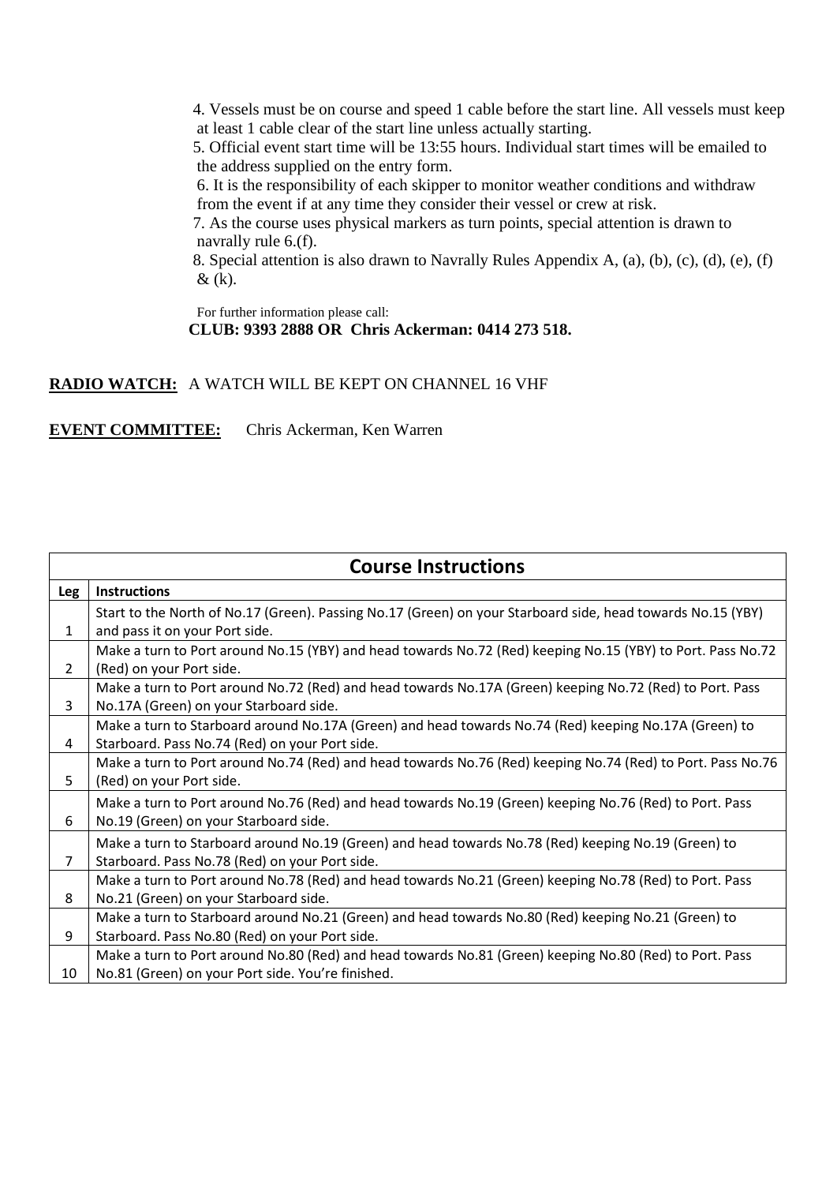4. Vessels must be on course and speed 1 cable before the start line. All vessels must keep at least 1 cable clear of the start line unless actually starting.

5. Official event start time will be 13:55 hours. Individual start times will be emailed to the address supplied on the entry form.

6. It is the responsibility of each skipper to monitor weather conditions and withdraw from the event if at any time they consider their vessel or crew at risk.

7. As the course uses physical markers as turn points, special attention is drawn to navrally rule 6.(f).

8. Special attention is also drawn to Navrally Rules Appendix A, (a), (b), (c), (d), (e), (f) & (k).

For further information please call:
**CLUB: 9393 2888 OR Chris Ackerman: 0414 273 518.**

**RADIO WATCH:** A WATCH WILL BE KEPT ON CHANNEL 16 VHF

**EVENT COMMITTEE:** Chris Ackerman, Ken Warren

## Course Instructions

| Leg | Instructions |
|---|---|
| 1 | Start to the North of No.17 (Green). Passing No.17 (Green) on your Starboard side, head towards No.15 (YBY) and pass it on your Port side. |
| 2 | Make a turn to Port around No.15 (YBY) and head towards No.72 (Red) keeping No.15 (YBY) to Port. Pass No.72 (Red) on your Port side. |
| 3 | Make a turn to Port around No.72 (Red) and head towards No.17A (Green) keeping No.72 (Red) to Port. Pass No.17A (Green) on your Starboard side. |
| 4 | Make a turn to Starboard around No.17A (Green) and head towards No.74 (Red) keeping No.17A (Green) to Starboard. Pass No.74 (Red) on your Port side. |
| 5 | Make a turn to Port around No.74 (Red) and head towards No.76 (Red) keeping No.74 (Red) to Port. Pass No.76 (Red) on your Port side. |
| 6 | Make a turn to Port around No.76 (Red) and head towards No.19 (Green) keeping No.76 (Red) to Port. Pass No.19 (Green) on your Starboard side. |
| 7 | Make a turn to Starboard around No.19 (Green) and head towards No.78 (Red) keeping No.19 (Green) to Starboard. Pass No.78 (Red) on your Port side. |
| 8 | Make a turn to Port around No.78 (Red) and head towards No.21 (Green) keeping No.78 (Red) to Port. Pass No.21 (Green) on your Starboard side. |
| 9 | Make a turn to Starboard around No.21 (Green) and head towards No.80 (Red) keeping No.21 (Green) to Starboard. Pass No.80 (Red) on your Port side. |
| 10 | Make a turn to Port around No.80 (Red) and head towards No.81 (Green) keeping No.80 (Red) to Port. Pass No.81 (Green) on your Port side. You're finished. |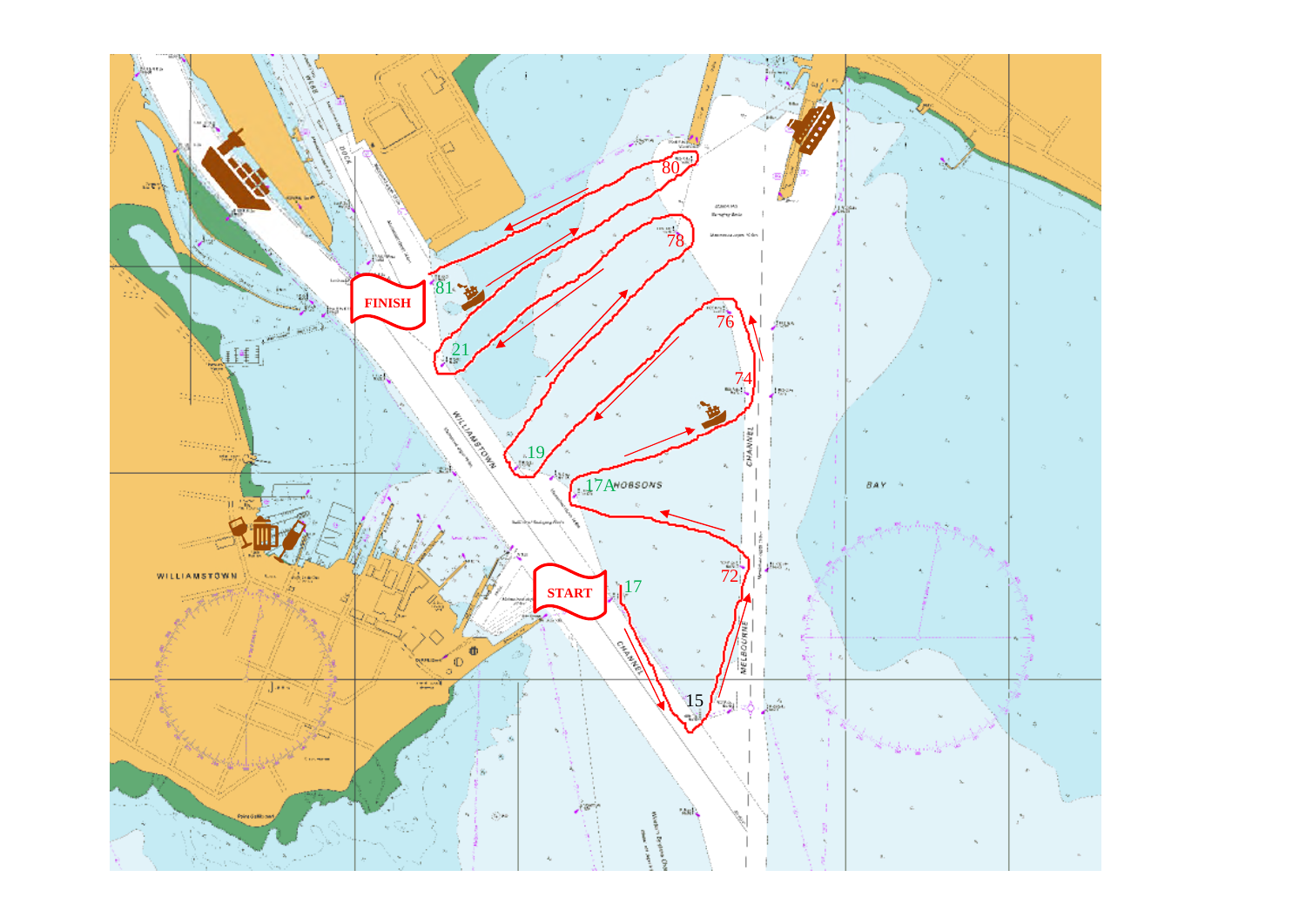FINISH

START

80

78

81

21

76

74

19

17A HOBSONS

72

17

15

WILLIAMSTOWN

WILLIAMSTOWN CHANNEL

MELBOURNE CHANNEL

BAY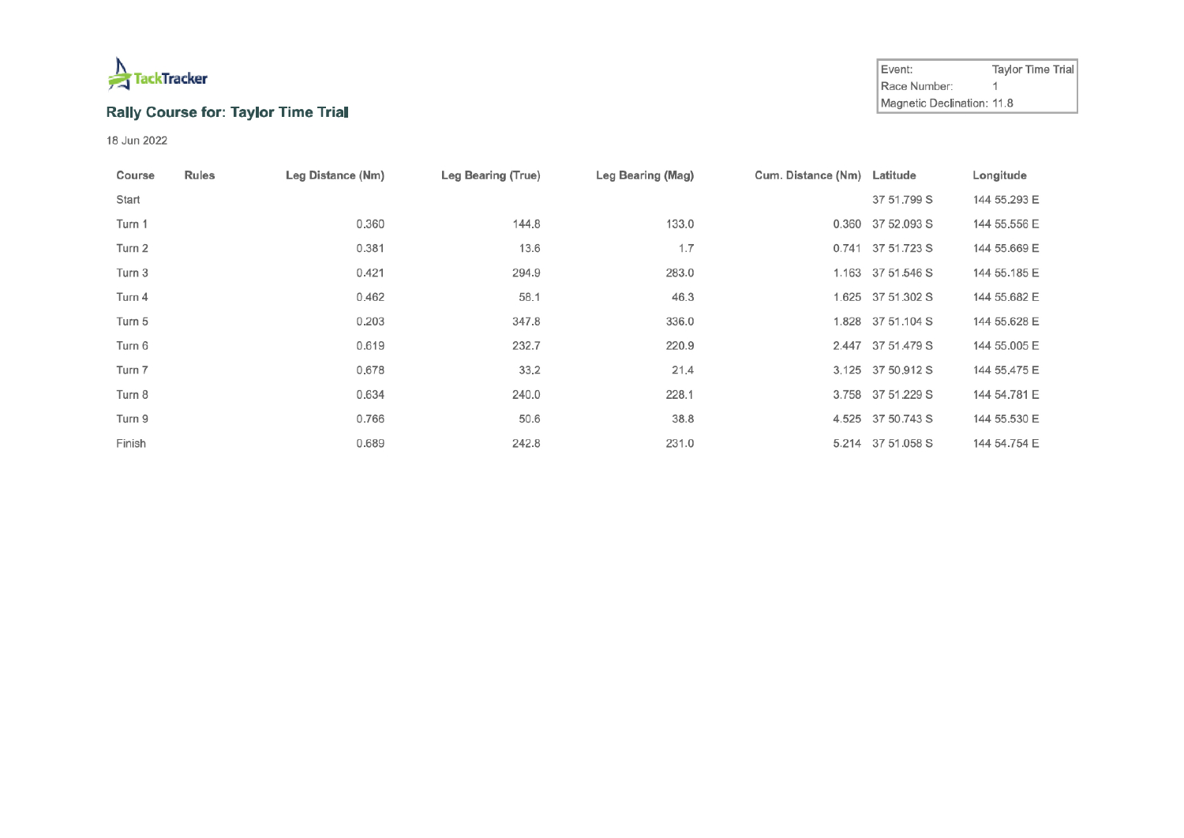TackTracker

| | |
|---|---|
| Event: | Taylor Time Trial |
| Race Number: | 1 |
| Magnetic Declination: | 11.8 |

## Rally Course for: Taylor Time Trial

18 Jun 2022

| Course | Rules | Leg Distance (Nm) | Leg Bearing (True) | Leg Bearing (Mag) | Cum. Distance (Nm) | Latitude | Longitude |
|---|---|---|---|---|---|---|---|
| Start | | | | | | 37 51.799 S | 144 55.293 E |
| Turn 1 | | 0.360 | 144.8 | 133.0 | 0.360 | 37 52.093 S | 144 55.556 E |
| Turn 2 | | 0.381 | 13.6 | 1.7 | 0.741 | 37 51.723 S | 144 55.669 E |
| Turn 3 | | 0.421 | 294.9 | 283.0 | 1.163 | 37 51.546 S | 144 55.185 E |
| Turn 4 | | 0.462 | 58.1 | 46.3 | 1.625 | 37 51.302 S | 144 55.682 E |
| Turn 5 | | 0.203 | 347.8 | 336.0 | 1.828 | 37 51.104 S | 144 55.628 E |
| Turn 6 | | 0.619 | 232.7 | 220.9 | 2.447 | 37 51.479 S | 144 55.005 E |
| Turn 7 | | 0.678 | 33.2 | 21.4 | 3.125 | 37 50.912 S | 144 55.475 E |
| Turn 8 | | 0.634 | 240.0 | 228.1 | 3.758 | 37 51.229 S | 144 54.781 E |
| Turn 9 | | 0.766 | 50.6 | 38.8 | 4.525 | 37 50.743 S | 144 55.530 E |
| Finish | | 0.689 | 242.8 | 231.0 | 5.214 | 37 51.058 S | 144 54.754 E |